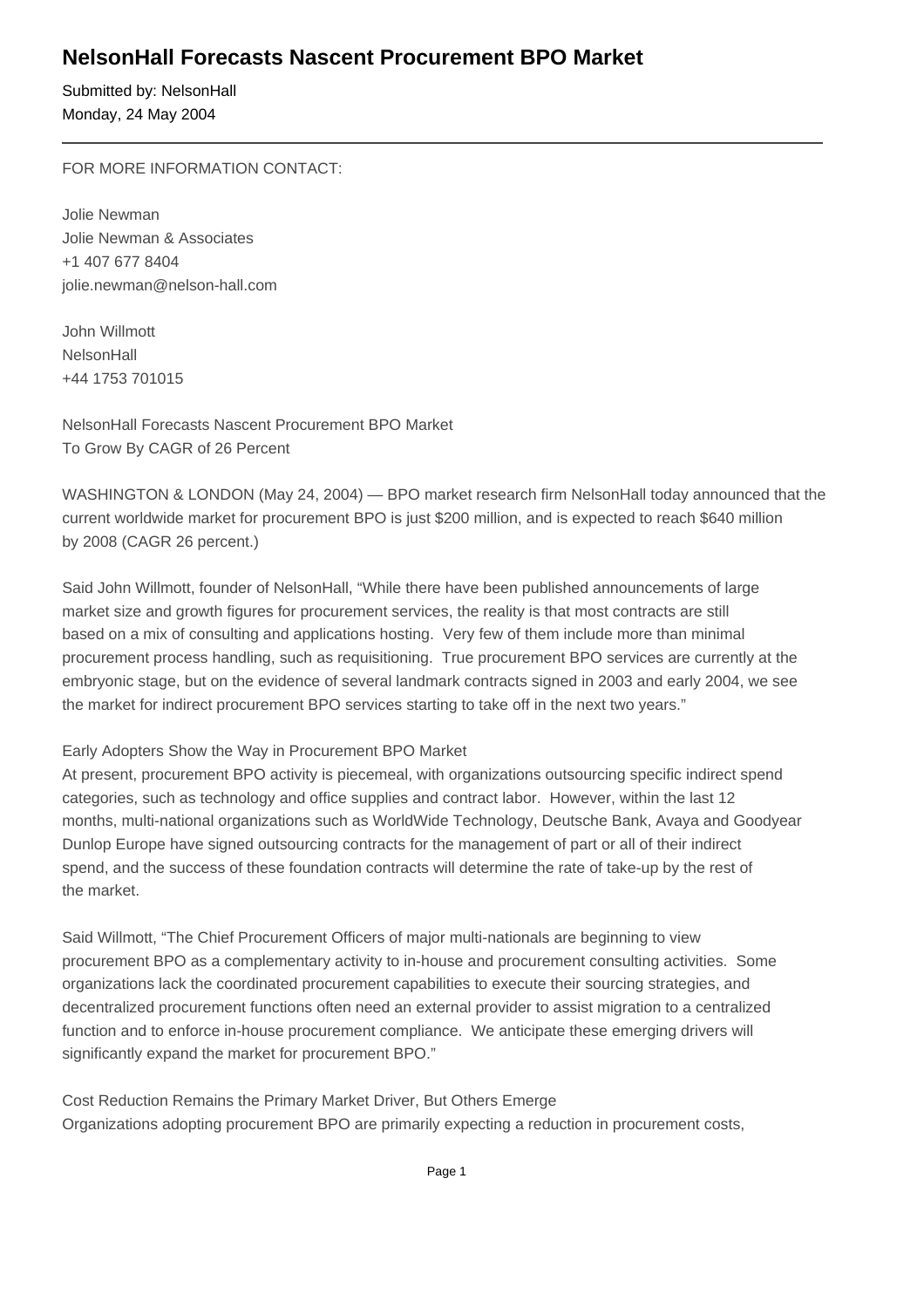# NelsonHall Forecasts Nascent Procurement BPO Market

Submitted by: NelsonHall
Monday, 24 May 2004

---

FOR MORE INFORMATION CONTACT:

Jolie Newman
Jolie Newman & Associates
+1 407 677 8404
jolie.newman@nelson-hall.com

John Willmott
NelsonHall
+44 1753 701015

NelsonHall Forecasts Nascent Procurement BPO Market
To Grow By CAGR of 26 Percent

WASHINGTON & LONDON (May 24, 2004) — BPO market research firm NelsonHall today announced that the current worldwide market for procurement BPO is just $200 million, and is expected to reach $640 million by 2008 (CAGR 26 percent.)

Said John Willmott, founder of NelsonHall, "While there have been published announcements of large market size and growth figures for procurement services, the reality is that most contracts are still based on a mix of consulting and applications hosting. Very few of them include more than minimal procurement process handling, such as requisitioning. True procurement BPO services are currently at the embryonic stage, but on the evidence of several landmark contracts signed in 2003 and early 2004, we see the market for indirect procurement BPO services starting to take off in the next two years."

Early Adopters Show the Way in Procurement BPO Market
At present, procurement BPO activity is piecemeal, with organizations outsourcing specific indirect spend categories, such as technology and office supplies and contract labor. However, within the last 12 months, multi-national organizations such as WorldWide Technology, Deutsche Bank, Avaya and Goodyear Dunlop Europe have signed outsourcing contracts for the management of part or all of their indirect spend, and the success of these foundation contracts will determine the rate of take-up by the rest of the market.

Said Willmott, "The Chief Procurement Officers of major multi-nationals are beginning to view procurement BPO as a complementary activity to in-house and procurement consulting activities. Some organizations lack the coordinated procurement capabilities to execute their sourcing strategies, and decentralized procurement functions often need an external provider to assist migration to a centralized function and to enforce in-house procurement compliance. We anticipate these emerging drivers will significantly expand the market for procurement BPO."

Cost Reduction Remains the Primary Market Driver, But Others Emerge
Organizations adopting procurement BPO are primarily expecting a reduction in procurement costs,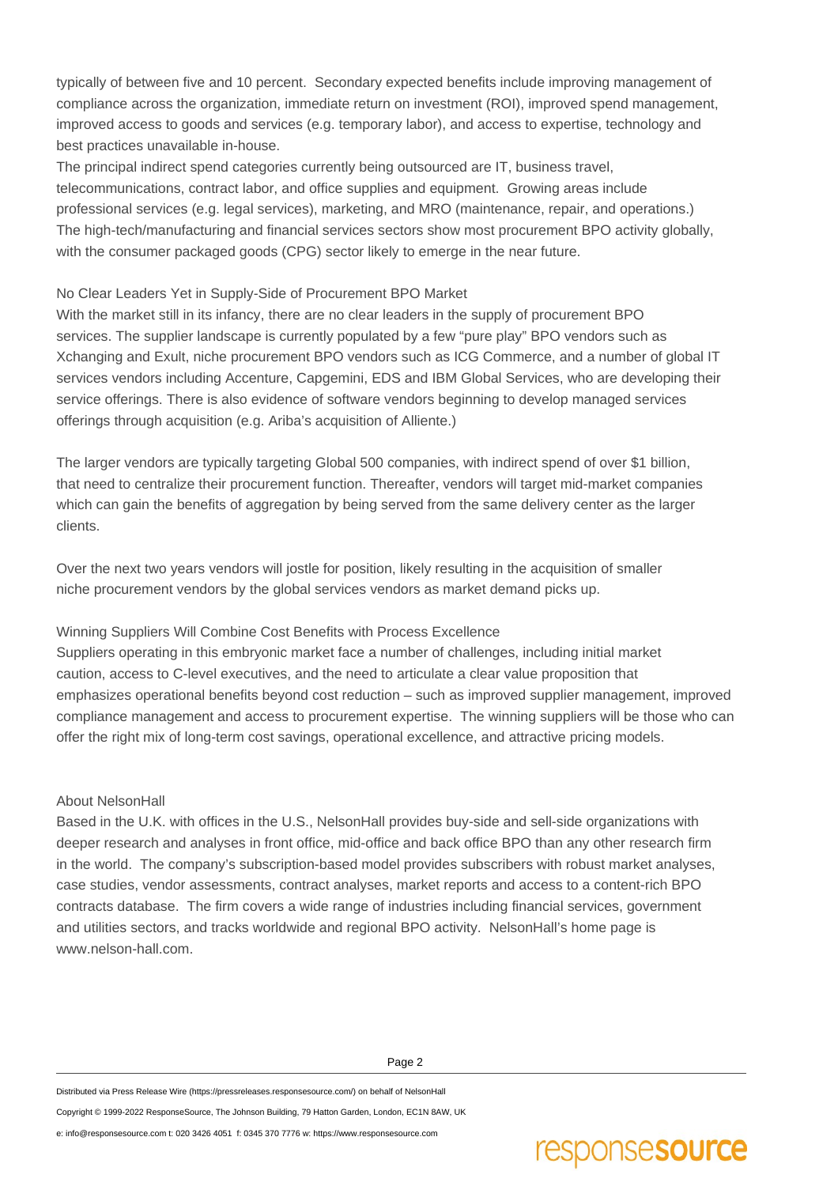typically of between five and 10 percent. Secondary expected benefits include improving management of compliance across the organization, immediate return on investment (ROI), improved spend management, improved access to goods and services (e.g. temporary labor), and access to expertise, technology and best practices unavailable in-house.

The principal indirect spend categories currently being outsourced are IT, business travel, telecommunications, contract labor, and office supplies and equipment. Growing areas include professional services (e.g. legal services), marketing, and MRO (maintenance, repair, and operations.) The high-tech/manufacturing and financial services sectors show most procurement BPO activity globally, with the consumer packaged goods (CPG) sector likely to emerge in the near future.

## No Clear Leaders Yet in Supply-Side of Procurement BPO Market

With the market still in its infancy, there are no clear leaders in the supply of procurement BPO services. The supplier landscape is currently populated by a few "pure play" BPO vendors such as Xchanging and Exult, niche procurement BPO vendors such as ICG Commerce, and a number of global IT services vendors including Accenture, Capgemini, EDS and IBM Global Services, who are developing their service offerings. There is also evidence of software vendors beginning to develop managed services offerings through acquisition (e.g. Ariba's acquisition of Alliente.)

The larger vendors are typically targeting Global 500 companies, with indirect spend of over $1 billion, that need to centralize their procurement function. Thereafter, vendors will target mid-market companies which can gain the benefits of aggregation by being served from the same delivery center as the larger clients.

Over the next two years vendors will jostle for position, likely resulting in the acquisition of smaller niche procurement vendors by the global services vendors as market demand picks up.

## Winning Suppliers Will Combine Cost Benefits with Process Excellence

Suppliers operating in this embryonic market face a number of challenges, including initial market caution, access to C-level executives, and the need to articulate a clear value proposition that emphasizes operational benefits beyond cost reduction – such as improved supplier management, improved compliance management and access to procurement expertise. The winning suppliers will be those who can offer the right mix of long-term cost savings, operational excellence, and attractive pricing models.

## About NelsonHall

Based in the U.K. with offices in the U.S., NelsonHall provides buy-side and sell-side organizations with deeper research and analyses in front office, mid-office and back office BPO than any other research firm in the world. The company's subscription-based model provides subscribers with robust market analyses, case studies, vendor assessments, contract analyses, market reports and access to a content-rich BPO contracts database. The firm covers a wide range of industries including financial services, government and utilities sectors, and tracks worldwide and regional BPO activity. NelsonHall's home page is www.nelson-hall.com.